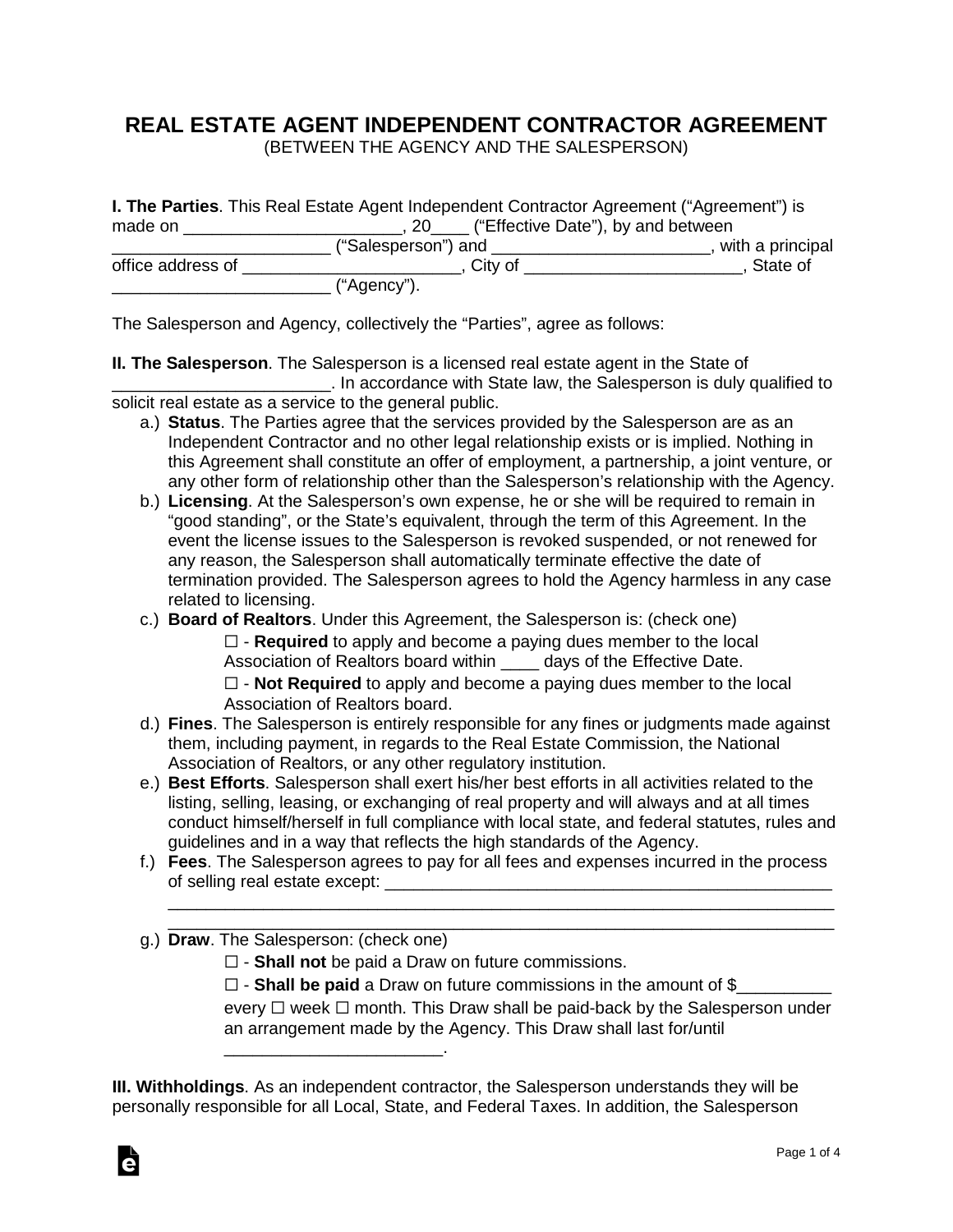# REAL ESTATE AGENT INDEPENDENT CONTRACTOR AGREEMENT

(BETWEEN THE AGENCY AND THE SALESPERSON)

**I. The Parties**. This Real Estate Agent Independent Contractor Agreement ("Agreement") is made on _______________________, 20____ ("Effective Date"), by and between _______________________ ("Salesperson") and _______________________, with a principal office address of _______________________, City of _______________________, State of _______________________ ("Agency").

The Salesperson and Agency, collectively the "Parties", agree as follows:

**II. The Salesperson**. The Salesperson is a licensed real estate agent in the State of _______________________. In accordance with State law, the Salesperson is duly qualified to solicit real estate as a service to the general public.

a.) **Status**. The Parties agree that the services provided by the Salesperson are as an Independent Contractor and no other legal relationship exists or is implied. Nothing in this Agreement shall constitute an offer of employment, a partnership, a joint venture, or any other form of relationship other than the Salesperson's relationship with the Agency.

b.) **Licensing**. At the Salesperson's own expense, he or she will be required to remain in "good standing", or the State's equivalent, through the term of this Agreement. In the event the license issues to the Salesperson is revoked suspended, or not renewed for any reason, the Salesperson shall automatically terminate effective the date of termination provided. The Salesperson agrees to hold the Agency harmless in any case related to licensing.

c.) **Board of Realtors**. Under this Agreement, the Salesperson is: (check one)

☐ - **Required** to apply and become a paying dues member to the local Association of Realtors board within ____ days of the Effective Date.

☐ - **Not Required** to apply and become a paying dues member to the local Association of Realtors board.

d.) **Fines**. The Salesperson is entirely responsible for any fines or judgments made against them, including payment, in regards to the Real Estate Commission, the National Association of Realtors, or any other regulatory institution.

e.) **Best Efforts**. Salesperson shall exert his/her best efforts in all activities related to the listing, selling, leasing, or exchanging of real property and will always and at all times conduct himself/herself in full compliance with local state, and federal statutes, rules and guidelines and in a way that reflects the high standards of the Agency.

f.) **Fees**. The Salesperson agrees to pay for all fees and expenses incurred in the process of selling real estate except: _________________________________________________
_________________________________________________________________
_________________________________________________________________

g.) **Draw**. The Salesperson: (check one)

☐ - **Shall not** be paid a Draw on future commissions.

☐ - **Shall be paid** a Draw on future commissions in the amount of $__________ every ☐ week ☐ month. This Draw shall be paid-back by the Salesperson under an arrangement made by the Agency. This Draw shall last for/until _______________________.

**III. Withholdings**. As an independent contractor, the Salesperson understands they will be personally responsible for all Local, State, and Federal Taxes. In addition, the Salesperson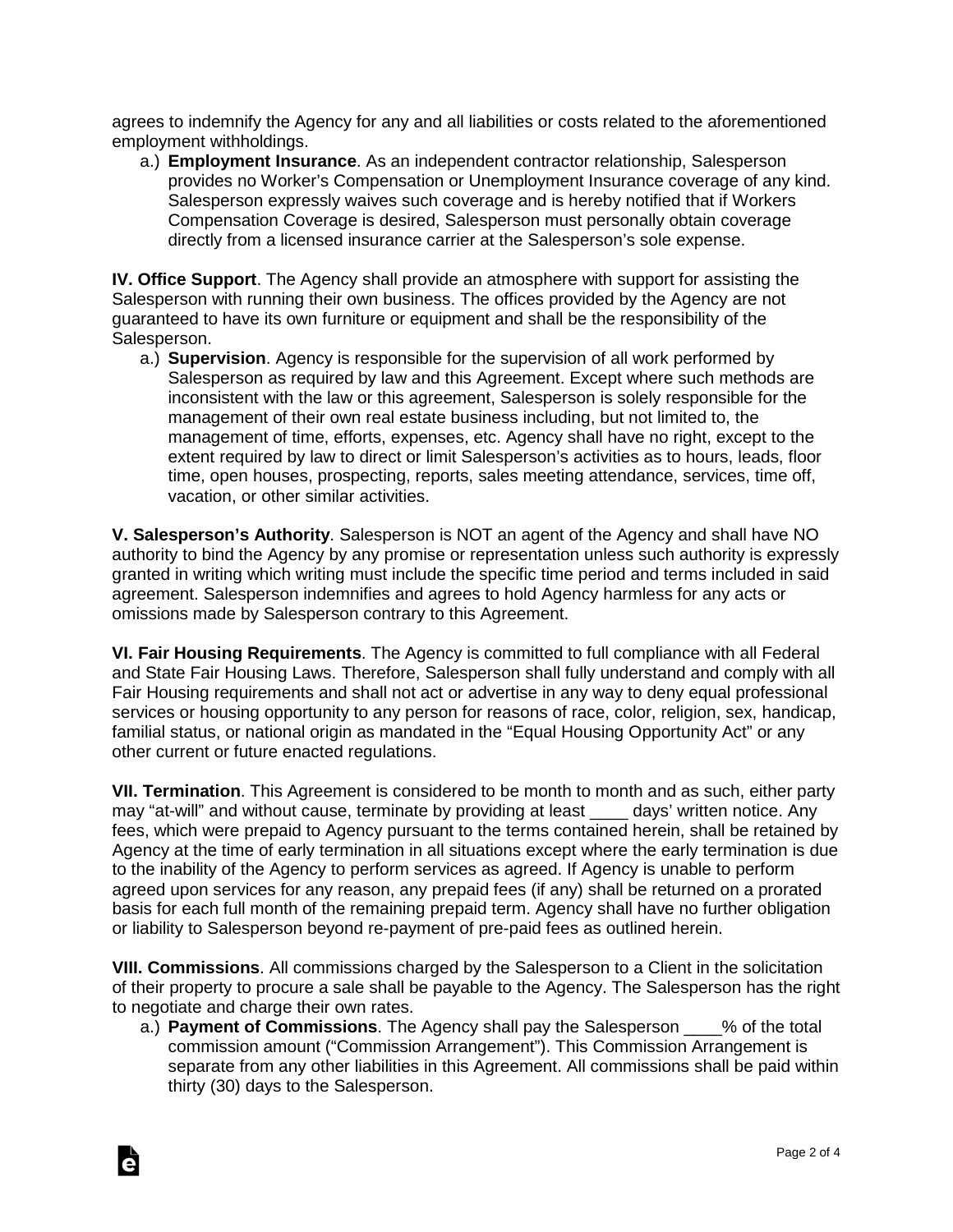agrees to indemnify the Agency for any and all liabilities or costs related to the aforementioned employment withholdings.

a.) **Employment Insurance**. As an independent contractor relationship, Salesperson provides no Worker's Compensation or Unemployment Insurance coverage of any kind. Salesperson expressly waives such coverage and is hereby notified that if Workers Compensation Coverage is desired, Salesperson must personally obtain coverage directly from a licensed insurance carrier at the Salesperson's sole expense.

**IV. Office Support**. The Agency shall provide an atmosphere with support for assisting the Salesperson with running their own business. The offices provided by the Agency are not guaranteed to have its own furniture or equipment and shall be the responsibility of the Salesperson.

a.) **Supervision**. Agency is responsible for the supervision of all work performed by Salesperson as required by law and this Agreement. Except where such methods are inconsistent with the law or this agreement, Salesperson is solely responsible for the management of their own real estate business including, but not limited to, the management of time, efforts, expenses, etc. Agency shall have no right, except to the extent required by law to direct or limit Salesperson's activities as to hours, leads, floor time, open houses, prospecting, reports, sales meeting attendance, services, time off, vacation, or other similar activities.

**V. Salesperson's Authority**. Salesperson is NOT an agent of the Agency and shall have NO authority to bind the Agency by any promise or representation unless such authority is expressly granted in writing which writing must include the specific time period and terms included in said agreement. Salesperson indemnifies and agrees to hold Agency harmless for any acts or omissions made by Salesperson contrary to this Agreement.

**VI. Fair Housing Requirements**. The Agency is committed to full compliance with all Federal and State Fair Housing Laws. Therefore, Salesperson shall fully understand and comply with all Fair Housing requirements and shall not act or advertise in any way to deny equal professional services or housing opportunity to any person for reasons of race, color, religion, sex, handicap, familial status, or national origin as mandated in the "Equal Housing Opportunity Act" or any other current or future enacted regulations.

**VII. Termination**. This Agreement is considered to be month to month and as such, either party may "at-will" and without cause, terminate by providing at least ____ days' written notice. Any fees, which were prepaid to Agency pursuant to the terms contained herein, shall be retained by Agency at the time of early termination in all situations except where the early termination is due to the inability of the Agency to perform services as agreed. If Agency is unable to perform agreed upon services for any reason, any prepaid fees (if any) shall be returned on a prorated basis for each full month of the remaining prepaid term. Agency shall have no further obligation or liability to Salesperson beyond re-payment of pre-paid fees as outlined herein.

**VIII. Commissions**. All commissions charged by the Salesperson to a Client in the solicitation of their property to procure a sale shall be payable to the Agency. The Salesperson has the right to negotiate and charge their own rates.

a.) **Payment of Commissions**. The Agency shall pay the Salesperson ____% of the total commission amount ("Commission Arrangement"). This Commission Arrangement is separate from any other liabilities in this Agreement. All commissions shall be paid within thirty (30) days to the Salesperson.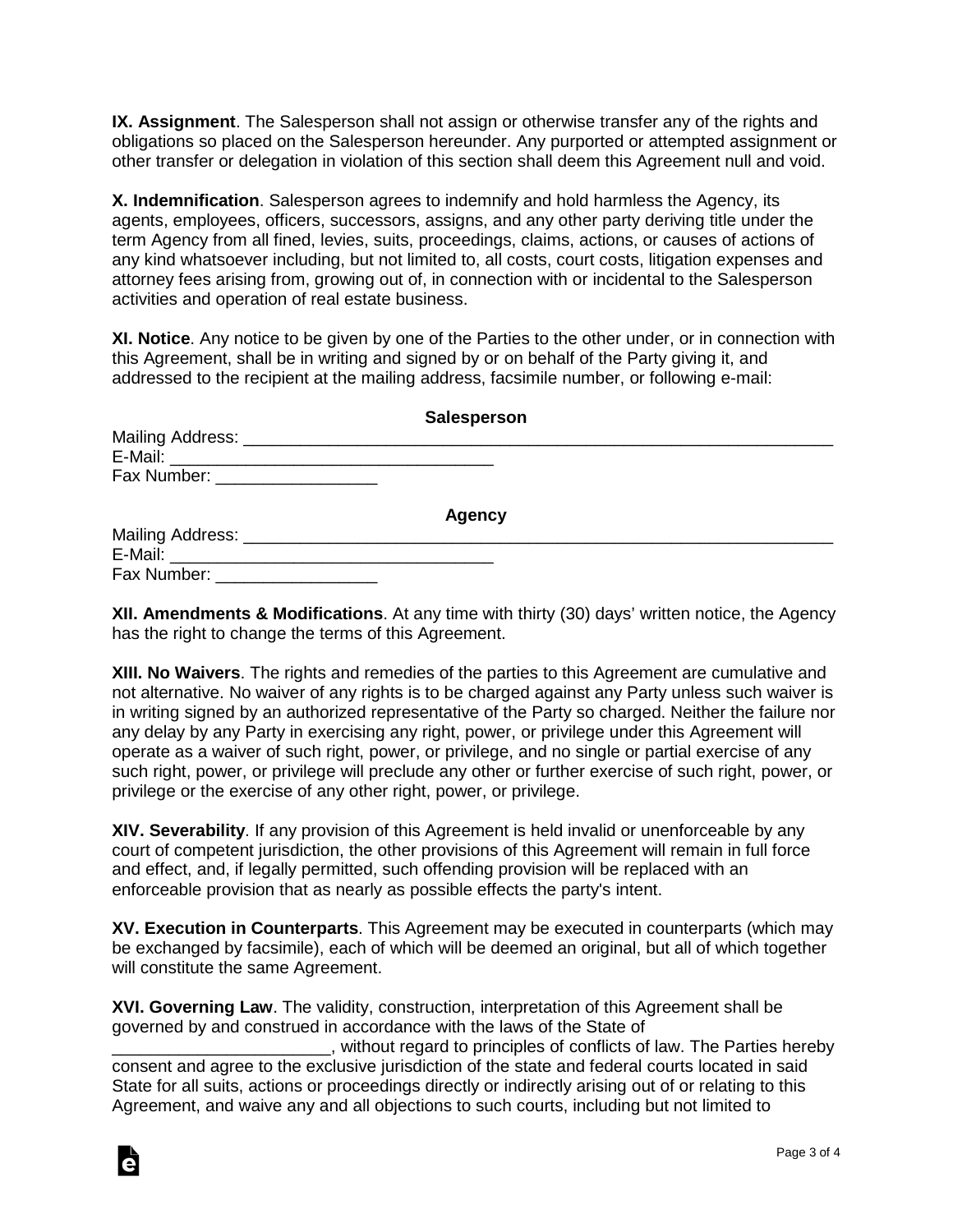**IX. Assignment**. The Salesperson shall not assign or otherwise transfer any of the rights and obligations so placed on the Salesperson hereunder. Any purported or attempted assignment or other transfer or delegation in violation of this section shall deem this Agreement null and void.

**X. Indemnification**. Salesperson agrees to indemnify and hold harmless the Agency, its agents, employees, officers, successors, assigns, and any other party deriving title under the term Agency from all fined, levies, suits, proceedings, claims, actions, or causes of actions of any kind whatsoever including, but not limited to, all costs, court costs, litigation expenses and attorney fees arising from, growing out of, in connection with or incidental to the Salesperson activities and operation of real estate business.

**XI. Notice**. Any notice to be given by one of the Parties to the other under, or in connection with this Agreement, shall be in writing and signed by or on behalf of the Party giving it, and addressed to the recipient at the mailing address, facsimile number, or following e-mail:

**Salesperson**

Mailing Address: ________________________________________________________________
E-Mail: __________________________________
Fax Number: _________________

**Agency**

Mailing Address: ________________________________________________________________
E-Mail: __________________________________
Fax Number: _________________

**XII. Amendments & Modifications**. At any time with thirty (30) days' written notice, the Agency has the right to change the terms of this Agreement.

**XIII. No Waivers**. The rights and remedies of the parties to this Agreement are cumulative and not alternative. No waiver of any rights is to be charged against any Party unless such waiver is in writing signed by an authorized representative of the Party so charged. Neither the failure nor any delay by any Party in exercising any right, power, or privilege under this Agreement will operate as a waiver of such right, power, or privilege, and no single or partial exercise of any such right, power, or privilege will preclude any other or further exercise of such right, power, or privilege or the exercise of any other right, power, or privilege.

**XIV. Severability**. If any provision of this Agreement is held invalid or unenforceable by any court of competent jurisdiction, the other provisions of this Agreement will remain in full force and effect, and, if legally permitted, such offending provision will be replaced with an enforceable provision that as nearly as possible effects the party's intent.

**XV. Execution in Counterparts**. This Agreement may be executed in counterparts (which may be exchanged by facsimile), each of which will be deemed an original, but all of which together will constitute the same Agreement.

**XVI. Governing Law**. The validity, construction, interpretation of this Agreement shall be governed by and construed in accordance with the laws of the State of _______________________, without regard to principles of conflicts of law. The Parties hereby consent and agree to the exclusive jurisdiction of the state and federal courts located in said State for all suits, actions or proceedings directly or indirectly arising out of or relating to this Agreement, and waive any and all objections to such courts, including but not limited to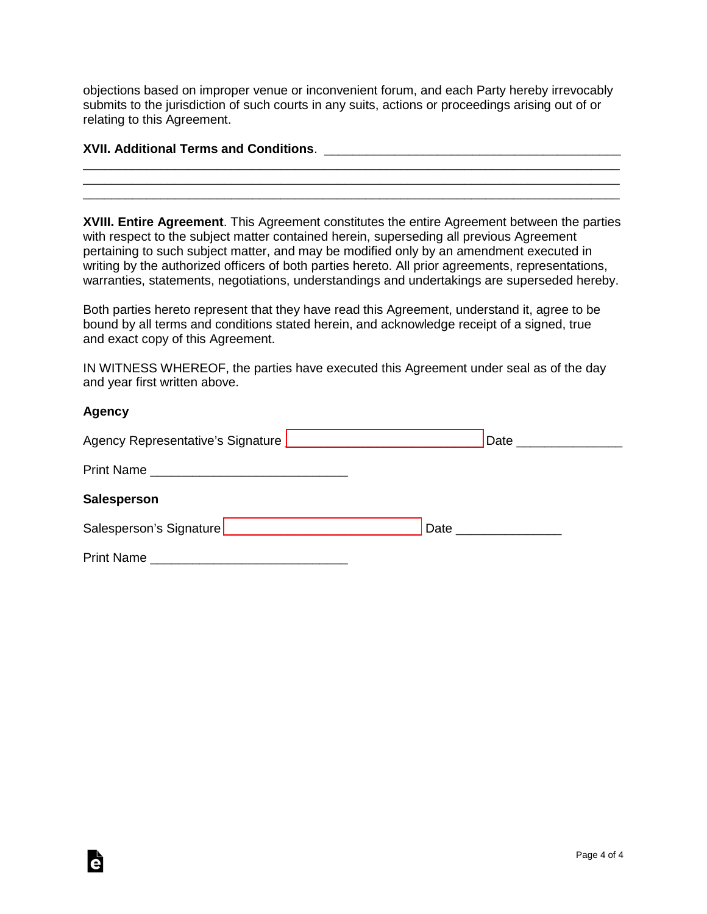objections based on improper venue or inconvenient forum, and each Party hereby irrevocably submits to the jurisdiction of such courts in any suits, actions or proceedings arising out of or relating to this Agreement.

**XVII. Additional Terms and Conditions**. ____________________________________________
______________________________________________________________________________
______________________________________________________________________________
______________________________________________________________________________

**XVIII. Entire Agreement**. This Agreement constitutes the entire Agreement between the parties with respect to the subject matter contained herein, superseding all previous Agreement pertaining to such subject matter, and may be modified only by an amendment executed in writing by the authorized officers of both parties hereto. All prior agreements, representations, warranties, statements, negotiations, understandings and undertakings are superseded hereby.

Both parties hereto represent that they have read this Agreement, understand it, agree to be bound by all terms and conditions stated herein, and acknowledge receipt of a signed, true and exact copy of this Agreement.

IN WITNESS WHEREOF, the parties have executed this Agreement under seal as of the day and year first written above.

**Agency**

Agency Representative's Signature ____________________________ Date ______________

Print Name ____________________________

**Salesperson**

Salesperson's Signature ____________________________ Date ______________

Print Name ____________________________